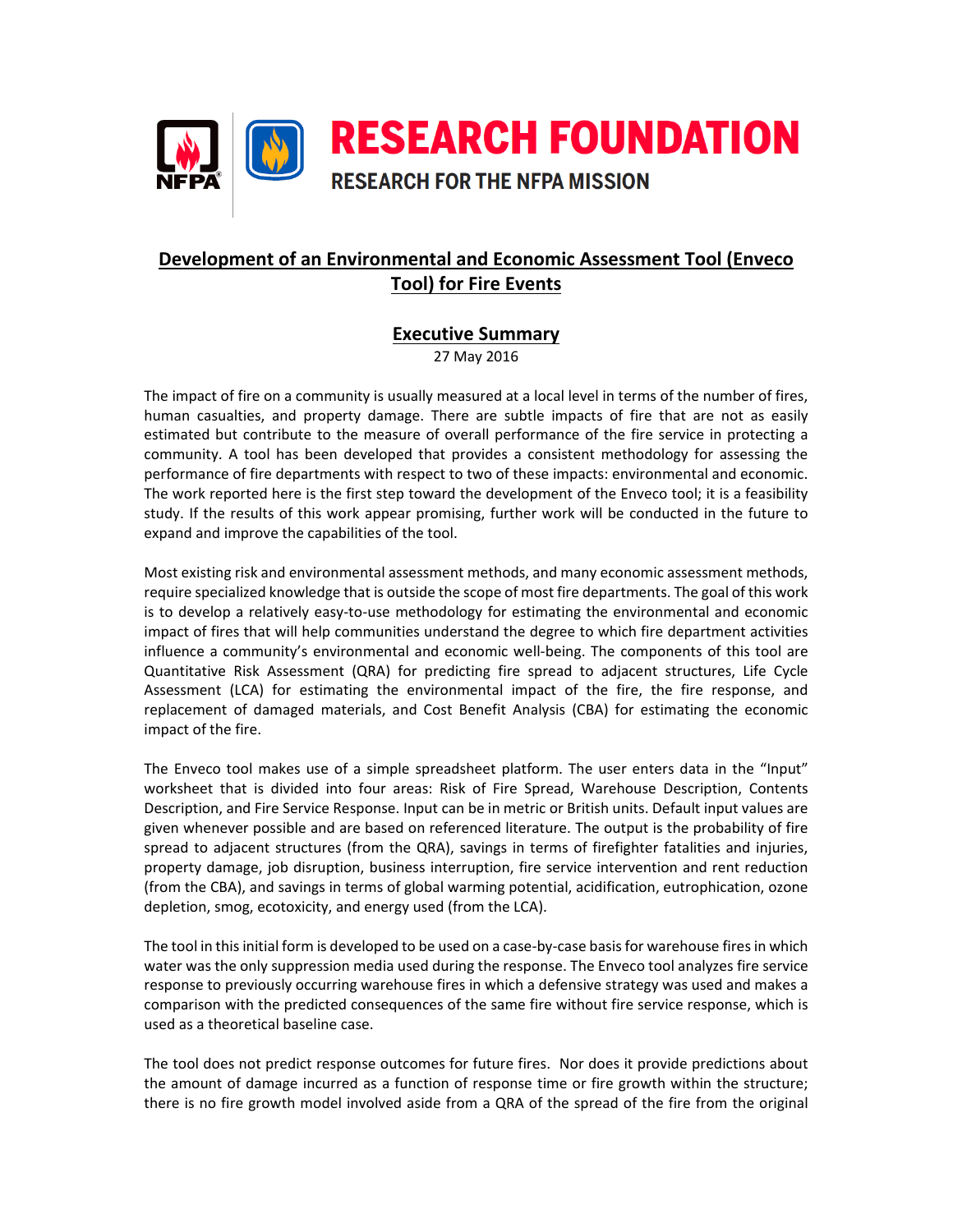# RESEARCH FOUNDATION

RESEARCH FOR THE NFPA MISSION

## Development of an Environmental and Economic Assessment Tool (Enveco Tool) for Fire Events

### Executive Summary

27 May 2016

The impact of fire on a community is usually measured at a local level in terms of the number of fires, human casualties, and property damage. There are subtle impacts of fire that are not as easily estimated but contribute to the measure of overall performance of the fire service in protecting a community. A tool has been developed that provides a consistent methodology for assessing the performance of fire departments with respect to two of these impacts: environmental and economic. The work reported here is the first step toward the development of the Enveco tool; it is a feasibility study. If the results of this work appear promising, further work will be conducted in the future to expand and improve the capabilities of the tool.

Most existing risk and environmental assessment methods, and many economic assessment methods, require specialized knowledge that is outside the scope of most fire departments. The goal of this work is to develop a relatively easy-to-use methodology for estimating the environmental and economic impact of fires that will help communities understand the degree to which fire department activities influence a community's environmental and economic well-being. The components of this tool are Quantitative Risk Assessment (QRA) for predicting fire spread to adjacent structures, Life Cycle Assessment (LCA) for estimating the environmental impact of the fire, the fire response, and replacement of damaged materials, and Cost Benefit Analysis (CBA) for estimating the economic impact of the fire.

The Enveco tool makes use of a simple spreadsheet platform. The user enters data in the "Input" worksheet that is divided into four areas: Risk of Fire Spread, Warehouse Description, Contents Description, and Fire Service Response. Input can be in metric or British units. Default input values are given whenever possible and are based on referenced literature. The output is the probability of fire spread to adjacent structures (from the QRA), savings in terms of firefighter fatalities and injuries, property damage, job disruption, business interruption, fire service intervention and rent reduction (from the CBA), and savings in terms of global warming potential, acidification, eutrophication, ozone depletion, smog, ecotoxicity, and energy used (from the LCA).

The tool in this initial form is developed to be used on a case-by-case basis for warehouse fires in which water was the only suppression media used during the response. The Enveco tool analyzes fire service response to previously occurring warehouse fires in which a defensive strategy was used and makes a comparison with the predicted consequences of the same fire without fire service response, which is used as a theoretical baseline case.

The tool does not predict response outcomes for future fires. Nor does it provide predictions about the amount of damage incurred as a function of response time or fire growth within the structure; there is no fire growth model involved aside from a QRA of the spread of the fire from the original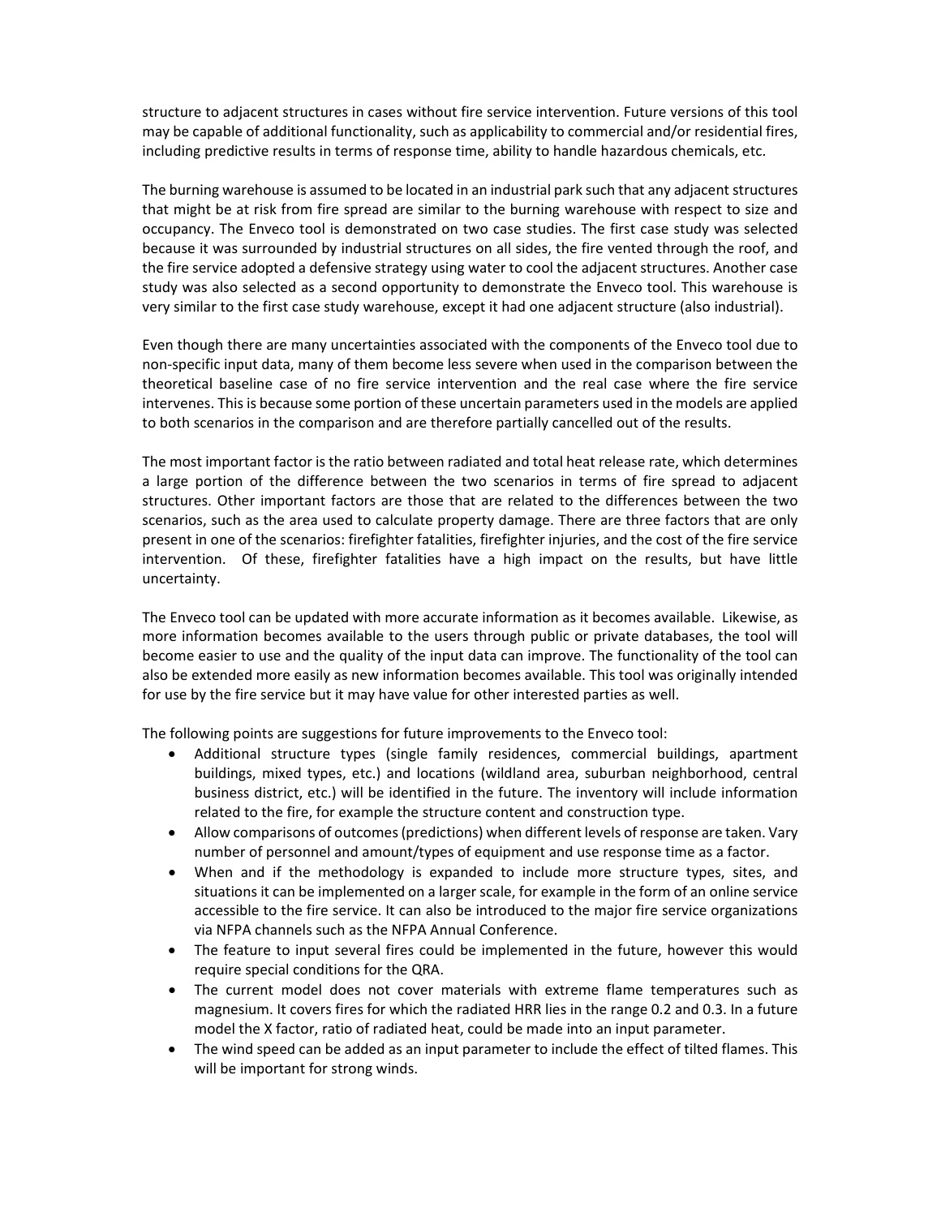structure to adjacent structures in cases without fire service intervention. Future versions of this tool may be capable of additional functionality, such as applicability to commercial and/or residential fires, including predictive results in terms of response time, ability to handle hazardous chemicals, etc.

The burning warehouse is assumed to be located in an industrial park such that any adjacent structures that might be at risk from fire spread are similar to the burning warehouse with respect to size and occupancy. The Enveco tool is demonstrated on two case studies. The first case study was selected because it was surrounded by industrial structures on all sides, the fire vented through the roof, and the fire service adopted a defensive strategy using water to cool the adjacent structures. Another case study was also selected as a second opportunity to demonstrate the Enveco tool. This warehouse is very similar to the first case study warehouse, except it had one adjacent structure (also industrial).

Even though there are many uncertainties associated with the components of the Enveco tool due to non-specific input data, many of them become less severe when used in the comparison between the theoretical baseline case of no fire service intervention and the real case where the fire service intervenes. This is because some portion of these uncertain parameters used in the models are applied to both scenarios in the comparison and are therefore partially cancelled out of the results.

The most important factor is the ratio between radiated and total heat release rate, which determines a large portion of the difference between the two scenarios in terms of fire spread to adjacent structures. Other important factors are those that are related to the differences between the two scenarios, such as the area used to calculate property damage. There are three factors that are only present in one of the scenarios: firefighter fatalities, firefighter injuries, and the cost of the fire service intervention. Of these, firefighter fatalities have a high impact on the results, but have little uncertainty.

The Enveco tool can be updated with more accurate information as it becomes available. Likewise, as more information becomes available to the users through public or private databases, the tool will become easier to use and the quality of the input data can improve. The functionality of the tool can also be extended more easily as new information becomes available. This tool was originally intended for use by the fire service but it may have value for other interested parties as well.

The following points are suggestions for future improvements to the Enveco tool:

- Additional structure types (single family residences, commercial buildings, apartment buildings, mixed types, etc.) and locations (wildland area, suburban neighborhood, central business district, etc.) will be identified in the future. The inventory will include information related to the fire, for example the structure content and construction type.
- Allow comparisons of outcomes (predictions) when different levels of response are taken. Vary number of personnel and amount/types of equipment and use response time as a factor.
- When and if the methodology is expanded to include more structure types, sites, and situations it can be implemented on a larger scale, for example in the form of an online service accessible to the fire service. It can also be introduced to the major fire service organizations via NFPA channels such as the NFPA Annual Conference.
- The feature to input several fires could be implemented in the future, however this would require special conditions for the QRA.
- The current model does not cover materials with extreme flame temperatures such as magnesium. It covers fires for which the radiated HRR lies in the range 0.2 and 0.3. In a future model the X factor, ratio of radiated heat, could be made into an input parameter.
- The wind speed can be added as an input parameter to include the effect of tilted flames. This will be important for strong winds.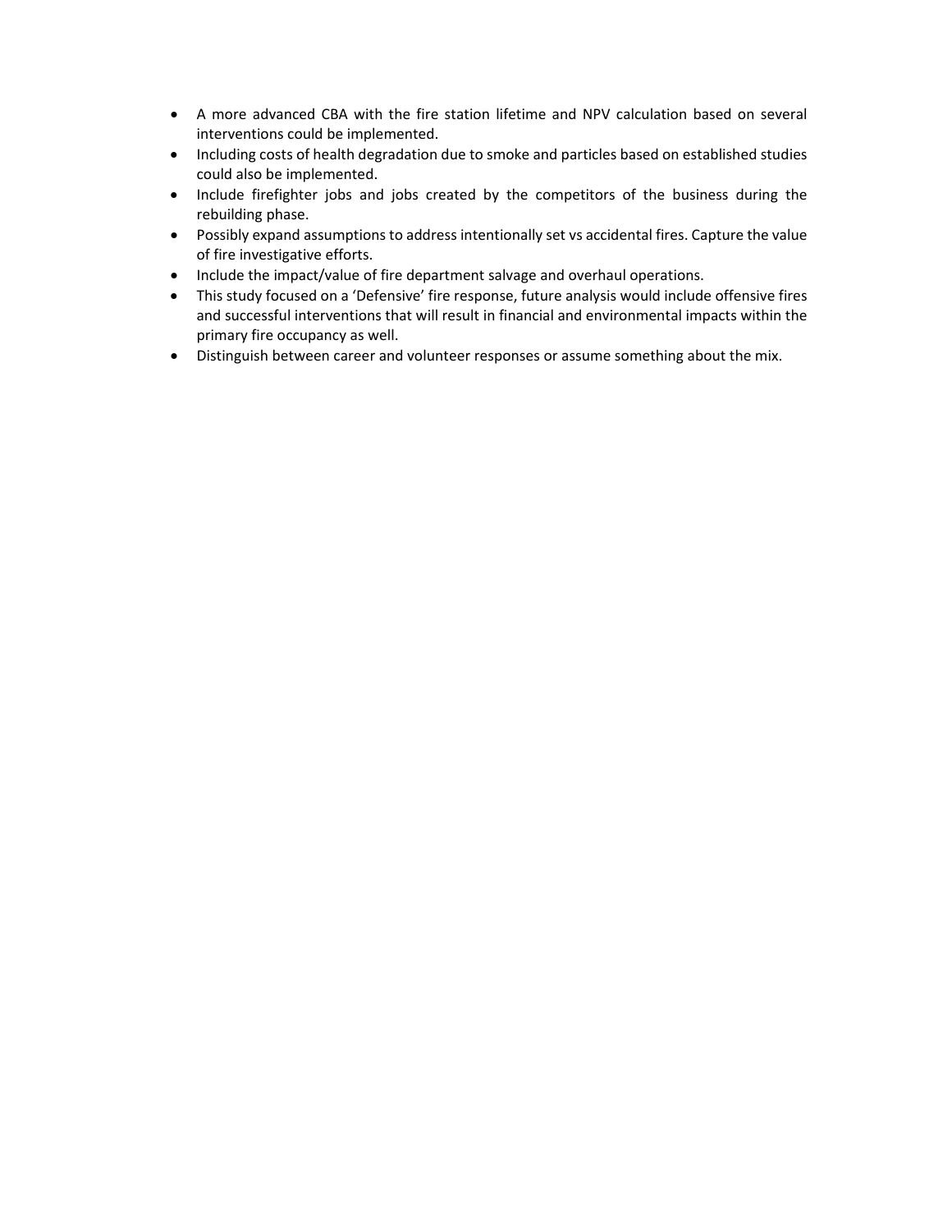- A more advanced CBA with the fire station lifetime and NPV calculation based on several interventions could be implemented.
- Including costs of health degradation due to smoke and particles based on established studies could also be implemented.
- Include firefighter jobs and jobs created by the competitors of the business during the rebuilding phase.
- Possibly expand assumptions to address intentionally set vs accidental fires. Capture the value of fire investigative efforts.
- Include the impact/value of fire department salvage and overhaul operations.
- This study focused on a 'Defensive' fire response, future analysis would include offensive fires and successful interventions that will result in financial and environmental impacts within the primary fire occupancy as well.
- Distinguish between career and volunteer responses or assume something about the mix.